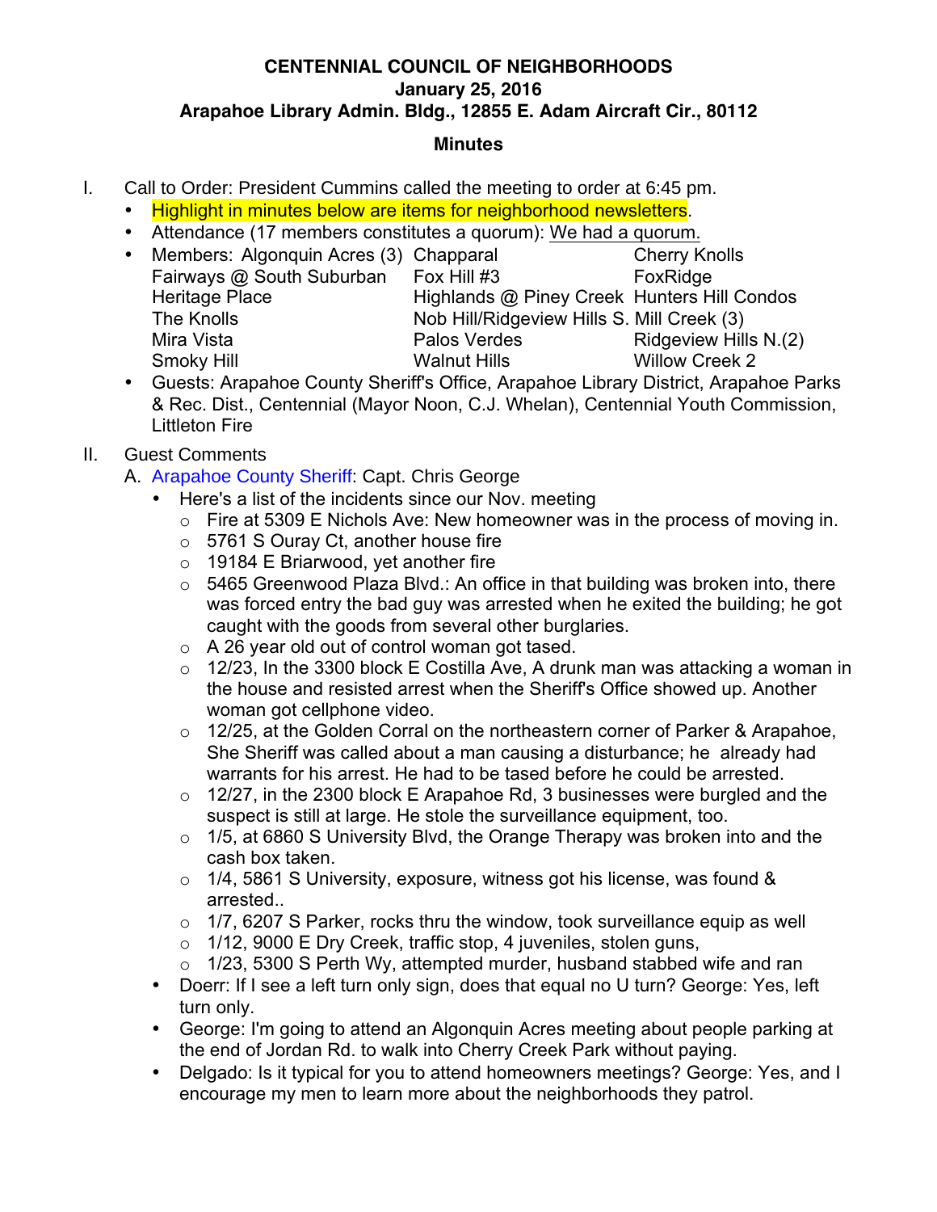**CENTENNIAL COUNCIL OF NEIGHBORHOODS**
**January 25, 2016**
**Arapahoe Library Admin. Bldg., 12855 E. Adam Aircraft Cir., 80112**

**Minutes**

I. Call to Order: President Cummins called the meeting to order at 6:45 pm.
   - Highlight in minutes below are items for neighborhood newsletters.
   - Attendance (17 members constitutes a quorum): We had a quorum.
   - Members: Algonquin Acres (3), Chapparal, Cherry Knolls, Fairways @ South Suburban, Fox Hill #3, FoxRidge, Heritage Place, Highlands @ Piney Creek, Hunters Hill Condos, The Knolls, Nob Hill/Ridgeview Hills S., Mill Creek (3), Mira Vista, Palos Verdes, Ridgeview Hills N.(2), Smoky Hill, Walnut Hills, Willow Creek 2
   - Guests: Arapahoe County Sheriff's Office, Arapahoe Library District, Arapahoe Parks & Rec. Dist., Centennial (Mayor Noon, C.J. Whelan), Centennial Youth Commission, Littleton Fire

II. Guest Comments
   A. Arapahoe County Sheriff: Capt. Chris George
      - Here's a list of the incidents since our Nov. meeting
        - Fire at 5309 E Nichols Ave: New homeowner was in the process of moving in.
        - 5761 S Ouray Ct, another house fire
        - 19184 E Briarwood, yet another fire
        - 5465 Greenwood Plaza Blvd.: An office in that building was broken into, there was forced entry the bad guy was arrested when he exited the building; he got caught with the goods from several other burglaries.
        - A 26 year old out of control woman got tased.
        - 12/23, In the 3300 block E Costilla Ave, A drunk man was attacking a woman in the house and resisted arrest when the Sheriff's Office showed up. Another woman got cellphone video.
        - 12/25, at the Golden Corral on the northeastern corner of Parker & Arapahoe, She Sheriff was called about a man causing a disturbance; he already had warrants for his arrest. He had to be tased before he could be arrested.
        - 12/27, in the 2300 block E Arapahoe Rd, 3 businesses were burgled and the suspect is still at large. He stole the surveillance equipment, too.
        - 1/5, at 6860 S University Blvd, the Orange Therapy was broken into and the cash box taken.
        - 1/4, 5861 S University, exposure, witness got his license, was found & arrested..
        - 1/7, 6207 S Parker, rocks thru the window, took surveillance equip as well
        - 1/12, 9000 E Dry Creek, traffic stop, 4 juveniles, stolen guns,
        - 1/23, 5300 S Perth Wy, attempted murder, husband stabbed wife and ran
      - Doerr: If I see a left turn only sign, does that equal no U turn? George: Yes, left turn only.
      - George: I'm going to attend an Algonquin Acres meeting about people parking at the end of Jordan Rd. to walk into Cherry Creek Park without paying.
      - Delgado: Is it typical for you to attend homeowners meetings? George: Yes, and I encourage my men to learn more about the neighborhoods they patrol.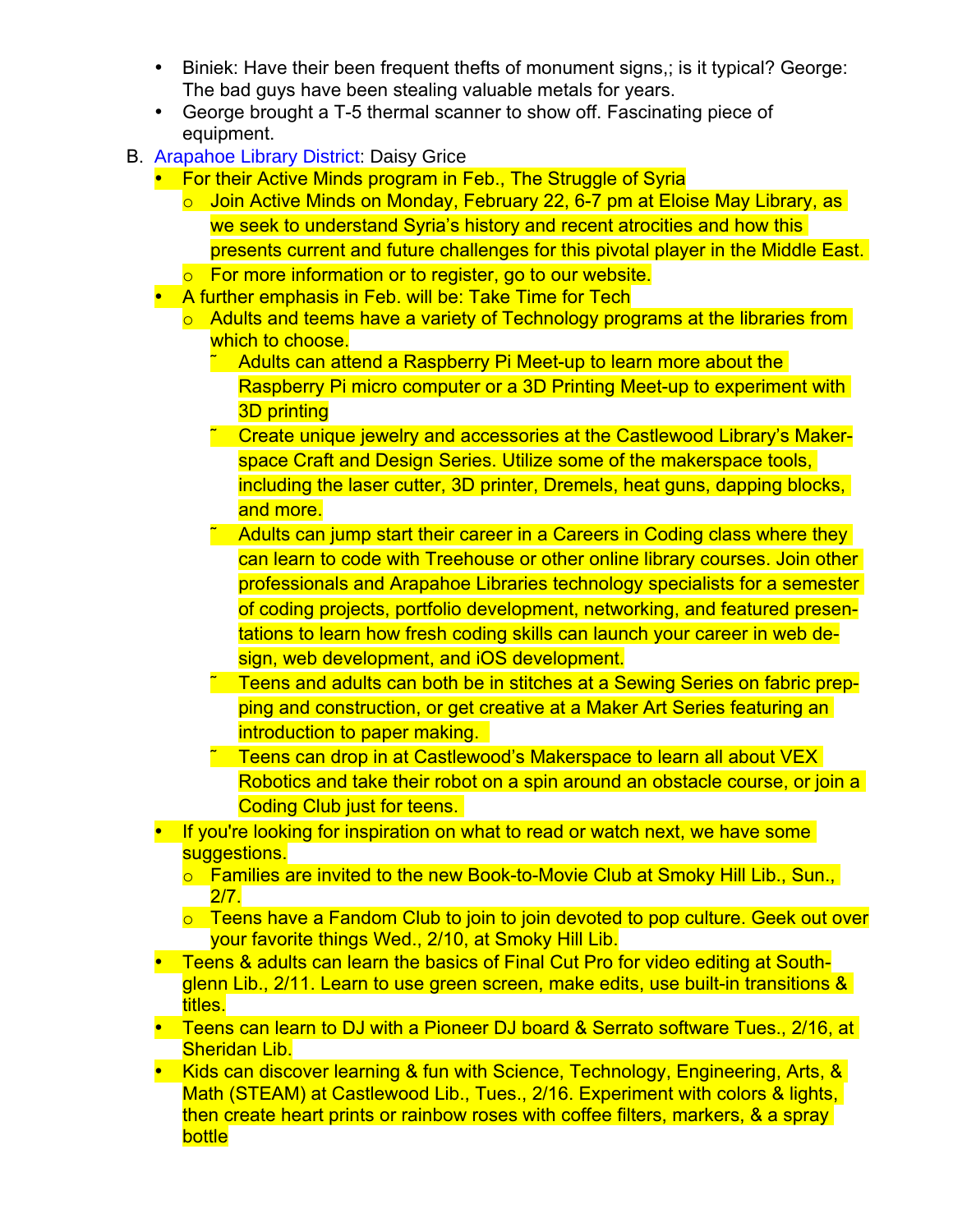- Biniek: Have their been frequent thefts of monument signs,; is it typical? George: The bad guys have been stealing valuable metals for years.
- George brought a T-5 thermal scanner to show off. Fascinating piece of equipment.

B. Arapahoe Library District: Daisy Grice

- For their Active Minds program in Feb., The Struggle of Syria
  - Join Active Minds on Monday, February 22, 6-7 pm at Eloise May Library, as we seek to understand Syria's history and recent atrocities and how this presents current and future challenges for this pivotal player in the Middle East.
  - For more information or to register, go to our website.
- A further emphasis in Feb. will be: Take Time for Tech
  - Adults and teems have a variety of Technology programs at the libraries from which to choose.
    - Adults can attend a Raspberry Pi Meet-up to learn more about the Raspberry Pi micro computer or a 3D Printing Meet-up to experiment with 3D printing
    - Create unique jewelry and accessories at the Castlewood Library's Maker-space Craft and Design Series. Utilize some of the makerspace tools, including the laser cutter, 3D printer, Dremels, heat guns, dapping blocks, and more.
    - Adults can jump start their career in a Careers in Coding class where they can learn to code with Treehouse or other online library courses. Join other professionals and Arapahoe Libraries technology specialists for a semester of coding projects, portfolio development, networking, and featured presentations to learn how fresh coding skills can launch your career in web design, web development, and iOS development.
    - Teens and adults can both be in stitches at a Sewing Series on fabric prepping and construction, or get creative at a Maker Art Series featuring an introduction to paper making.
    - Teens can drop in at Castlewood's Makerspace to learn all about VEX Robotics and take their robot on a spin around an obstacle course, or join a Coding Club just for teens.
- If you're looking for inspiration on what to read or watch next, we have some suggestions.
  - Families are invited to the new Book-to-Movie Club at Smoky Hill Lib., Sun., 2/7.
  - Teens have a Fandom Club to join to join devoted to pop culture. Geek out over your favorite things Wed., 2/10, at Smoky Hill Lib.
- Teens & adults can learn the basics of Final Cut Pro for video editing at Southglenn Lib., 2/11. Learn to use green screen, make edits, use built-in transitions & titles.
- Teens can learn to DJ with a Pioneer DJ board & Serrato software Tues., 2/16, at Sheridan Lib.
- Kids can discover learning & fun with Science, Technology, Engineering, Arts, & Math (STEAM) at Castlewood Lib., Tues., 2/16. Experiment with colors & lights, then create heart prints or rainbow roses with coffee filters, markers, & a spray bottle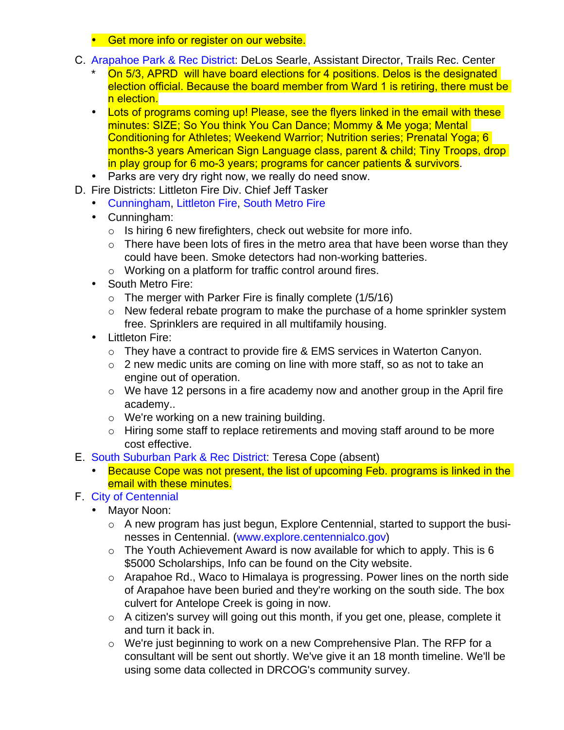- Get more info or register on our website.

C. Arapahoe Park & Rec District: DeLos Searle, Assistant Director, Trails Rec. Center
   * On 5/3, APRD will have board elections for 4 positions. Delos is the designated election official. Because the board member from Ward 1 is retiring, there must be n election.
   - Lots of programs coming up! Please, see the flyers linked in the email with these minutes: SIZE; So You think You Can Dance; Mommy & Me yoga; Mental Conditioning for Athletes; Weekend Warrior; Nutrition series; Prenatal Yoga; 6 months-3 years American Sign Language class, parent & child; Tiny Troops, drop in play group for 6 mo-3 years; programs for cancer patients & survivors.
   - Parks are very dry right now, we really do need snow.

D. Fire Districts: Littleton Fire Div. Chief Jeff Tasker
   - Cunningham, Littleton Fire, South Metro Fire
   - Cunningham:
     - Is hiring 6 new firefighters, check out website for more info.
     - There have been lots of fires in the metro area that have been worse than they could have been. Smoke detectors had non-working batteries.
     - Working on a platform for traffic control around fires.
   - South Metro Fire:
     - The merger with Parker Fire is finally complete (1/5/16)
     - New federal rebate program to make the purchase of a home sprinkler system free. Sprinklers are required in all multifamily housing.
   - Littleton Fire:
     - They have a contract to provide fire & EMS services in Waterton Canyon.
     - 2 new medic units are coming on line with more staff, so as not to take an engine out of operation.
     - We have 12 persons in a fire academy now and another group in the April fire academy..
     - We're working on a new training building.
     - Hiring some staff to replace retirements and moving staff around to be more cost effective.

E. South Suburban Park & Rec District: Teresa Cope (absent)
   - Because Cope was not present, the list of upcoming Feb. programs is linked in the email with these minutes.

F. City of Centennial
   - Mayor Noon:
     - A new program has just begun, Explore Centennial, started to support the businesses in Centennial. (www.explore.centennialco.gov)
     - The Youth Achievement Award is now available for which to apply. This is 6 $5000 Scholarships, Info can be found on the City website.
     - Arapahoe Rd., Waco to Himalaya is progressing. Power lines on the north side of Arapahoe have been buried and they're working on the south side. The box culvert for Antelope Creek is going in now.
     - A citizen's survey will going out this month, if you get one, please, complete it and turn it back in.
     - We're just beginning to work on a new Comprehensive Plan. The RFP for a consultant will be sent out shortly. We've give it an 18 month timeline. We'll be using some data collected in DRCOG's community survey.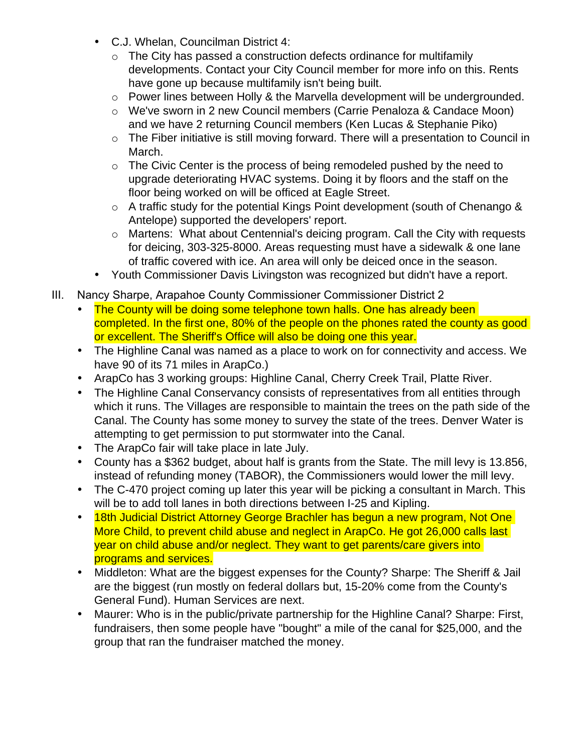- C.J. Whelan, Councilman District 4:
  - The City has passed a construction defects ordinance for multifamily developments. Contact your City Council member for more info on this. Rents have gone up because multifamily isn't being built.
  - Power lines between Holly & the Marvella development will be undergrounded.
  - We've sworn in 2 new Council members (Carrie Penaloza & Candace Moon) and we have 2 returning Council members (Ken Lucas & Stephanie Piko)
  - The Fiber initiative is still moving forward. There will a presentation to Council in March.
  - The Civic Center is the process of being remodeled pushed by the need to upgrade deteriorating HVAC systems. Doing it by floors and the staff on the floor being worked on will be officed at Eagle Street.
  - A traffic study for the potential Kings Point development (south of Chenango & Antelope) supported the developers' report.
  - Martens: What about Centennial's deicing program. Call the City with requests for deicing, 303-325-8000. Areas requesting must have a sidewalk & one lane of traffic covered with ice. An area will only be deiced once in the season.
- Youth Commissioner Davis Livingston was recognized but didn't have a report.

III. Nancy Sharpe, Arapahoe County Commissioner Commissioner District 2

- The County will be doing some telephone town halls. One has already been completed. In the first one, 80% of the people on the phones rated the county as good or excellent. The Sheriff's Office will also be doing one this year.
- The Highline Canal was named as a place to work on for connectivity and access. We have 90 of its 71 miles in ArapCo.)
- ArapCo has 3 working groups: Highline Canal, Cherry Creek Trail, Platte River.
- The Highline Canal Conservancy consists of representatives from all entities through which it runs. The Villages are responsible to maintain the trees on the path side of the Canal. The County has some money to survey the state of the trees. Denver Water is attempting to get permission to put stormwater into the Canal.
- The ArapCo fair will take place in late July.
- County has a $362 budget, about half is grants from the State. The mill levy is 13.856, instead of refunding money (TABOR), the Commissioners would lower the mill levy.
- The C-470 project coming up later this year will be picking a consultant in March. This will be to add toll lanes in both directions between I-25 and Kipling.
- 18th Judicial District Attorney George Brachler has begun a new program, Not One More Child, to prevent child abuse and neglect in ArapCo. He got 26,000 calls last year on child abuse and/or neglect. They want to get parents/care givers into programs and services.
- Middleton: What are the biggest expenses for the County? Sharpe: The Sheriff & Jail are the biggest (run mostly on federal dollars but, 15-20% come from the County's General Fund). Human Services are next.
- Maurer: Who is in the public/private partnership for the Highline Canal? Sharpe: First, fundraisers, then some people have "bought" a mile of the canal for $25,000, and the group that ran the fundraiser matched the money.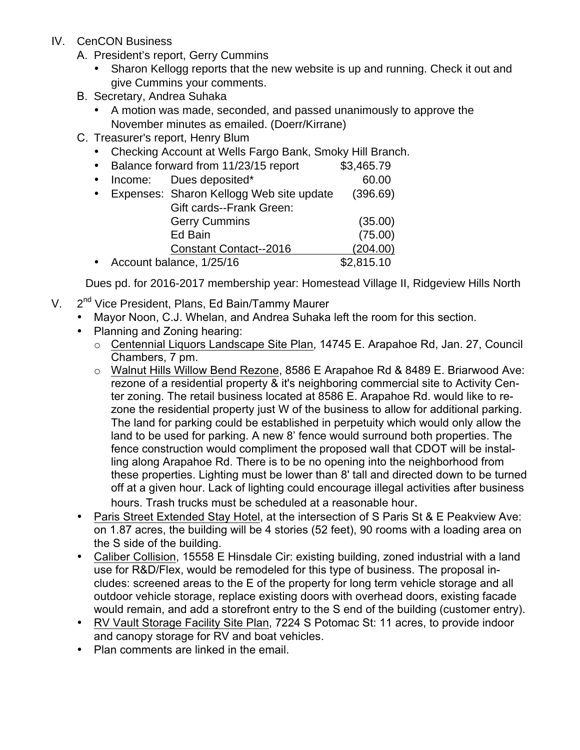IV. CenCON Business

A. President's report, Gerry Cummins
- Sharon Kellogg reports that the new website is up and running. Check it out and give Cummins your comments.

B. Secretary, Andrea Suhaka
- A motion was made, seconded, and passed unanimously to approve the November minutes as emailed. (Doerr/Kirrane)

C. Treasurer's report, Henry Blum
- Checking Account at Wells Fargo Bank, Smoky Hill Branch.
- Balance forward from 11/23/15 report $3,465.79
- Income: Dues deposited* 60.00
- Expenses:

| | |
|---|---|
| Sharon Kellogg Web site update | (396.69) |
| Gift cards--Frank Green: | |
| Gerry Cummins | (35.00) |
| Ed Bain | (75.00) |
| Constant Contact--2016 | (204.00) |

- Account balance, 1/25/16 $2,815.10

Dues pd. for 2016-2017 membership year: Homestead Village II, Ridgeview Hills North

V. 2nd Vice President, Plans, Ed Bain/Tammy Maurer
- Mayor Noon, C.J. Whelan, and Andrea Suhaka left the room for this section.
- Planning and Zoning hearing:
  - Centennial Liquors Landscape Site Plan, 14745 E. Arapahoe Rd, Jan. 27, Council Chambers, 7 pm.
  - Walnut Hills Willow Bend Rezone, 8586 E Arapahoe Rd & 8489 E. Briarwood Ave: rezone of a residential property & it's neighboring commercial site to Activity Center zoning. The retail business located at 8586 E. Arapahoe Rd. would like to rezone the residential property just W of the business to allow for additional parking. The land for parking could be established in perpetuity which would only allow the land to be used for parking. A new 8' fence would surround both properties. The fence construction would compliment the proposed wall that CDOT will be installing along Arapahoe Rd. There is to be no opening into the neighborhood from these properties. Lighting must be lower than 8' tall and directed down to be turned off at a given hour. Lack of lighting could encourage illegal activities after business hours. Trash trucks must be scheduled at a reasonable hour.
- Paris Street Extended Stay Hotel, at the intersection of S Paris St & E Peakview Ave: on 1.87 acres, the building will be 4 stories (52 feet), 90 rooms with a loading area on the S side of the building.
- Caliber Collision, 15558 E Hinsdale Cir: existing building, zoned industrial with a land use for R&D/Flex, would be remodeled for this type of business. The proposal includes: screened areas to the E of the property for long term vehicle storage and all outdoor vehicle storage, replace existing doors with overhead doors, existing facade would remain, and add a storefront entry to the S end of the building (customer entry).
- RV Vault Storage Facility Site Plan, 7224 S Potomac St: 11 acres, to provide indoor and canopy storage for RV and boat vehicles.
- Plan comments are linked in the email.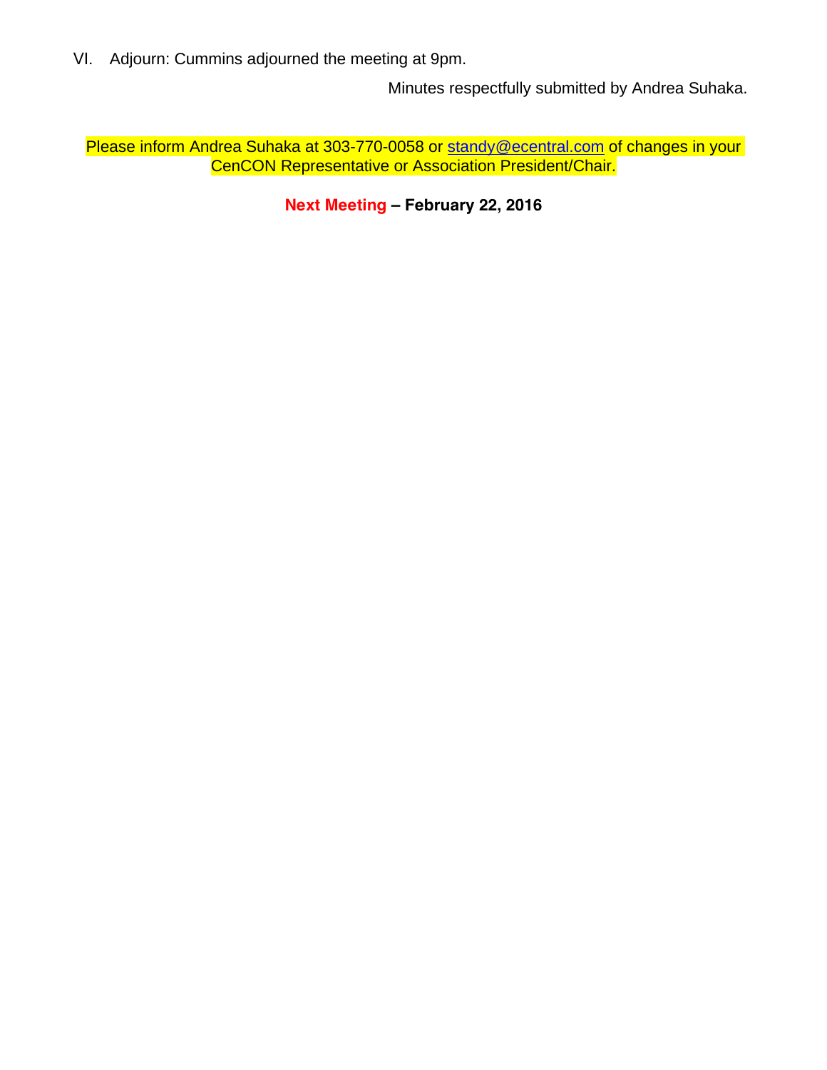VI. Adjourn: Cummins adjourned the meeting at 9pm.

Minutes respectfully submitted by Andrea Suhaka.

Please inform Andrea Suhaka at 303-770-0058 or standy@ecentral.com of changes in your CenCON Representative or Association President/Chair.

**Next Meeting – February 22, 2016**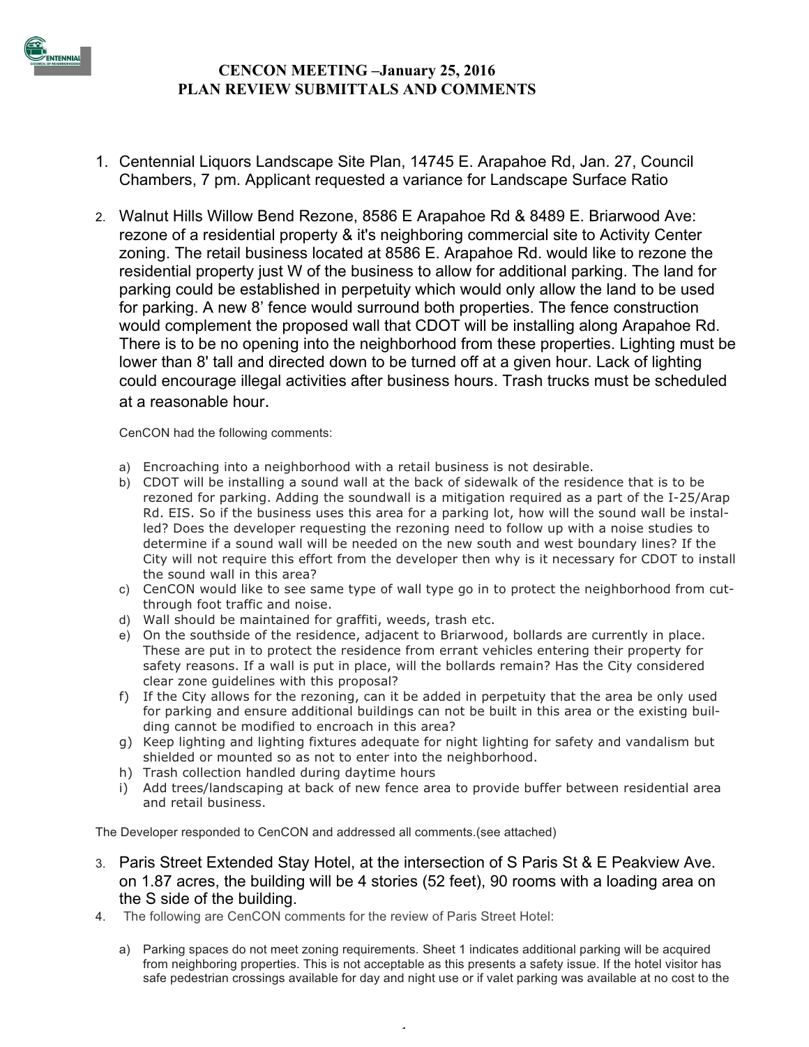# CENCON MEETING –January 25, 2016
## PLAN REVIEW SUBMITTALS AND COMMENTS

1. Centennial Liquors Landscape Site Plan, 14745 E. Arapahoe Rd, Jan. 27, Council Chambers, 7 pm. Applicant requested a variance for Landscape Surface Ratio

2. Walnut Hills Willow Bend Rezone, 8586 E Arapahoe Rd & 8489 E. Briarwood Ave: rezone of a residential property & it's neighboring commercial site to Activity Center zoning. The retail business located at 8586 E. Arapahoe Rd. would like to rezone the residential property just W of the business to allow for additional parking. The land for parking could be established in perpetuity which would only allow the land to be used for parking. A new 8' fence would surround both properties. The fence construction would complement the proposed wall that CDOT will be installing along Arapahoe Rd. There is to be no opening into the neighborhood from these properties. Lighting must be lower than 8' tall and directed down to be turned off at a given hour. Lack of lighting could encourage illegal activities after business hours. Trash trucks must be scheduled at a reasonable hour.

   CenCON had the following comments:

   a) Encroaching into a neighborhood with a retail business is not desirable.
   b) CDOT will be installing a sound wall at the back of sidewalk of the residence that is to be rezoned for parking. Adding the soundwall is a mitigation required as a part of the I-25/Arap Rd. EIS. So if the business uses this area for a parking lot, how will the sound wall be installed? Does the developer requesting the rezoning need to follow up with a noise studies to determine if a sound wall will be needed on the new south and west boundary lines? If the City will not require this effort from the developer then why is it necessary for CDOT to install the sound wall in this area?
   c) CenCON would like to see same type of wall type go in to protect the neighborhood from cut-through foot traffic and noise.
   d) Wall should be maintained for graffiti, weeds, trash etc.
   e) On the southside of the residence, adjacent to Briarwood, bollards are currently in place. These are put in to protect the residence from errant vehicles entering their property for safety reasons. If a wall is put in place, will the bollards remain? Has the City considered clear zone guidelines with this proposal?
   f) If the City allows for the rezoning, can it be added in perpetuity that the area be only used for parking and ensure additional buildings can not be built in this area or the existing building cannot be modified to encroach in this area?
   g) Keep lighting and lighting fixtures adequate for night lighting for safety and vandalism but shielded or mounted so as not to enter into the neighborhood.
   h) Trash collection handled during daytime hours
   i) Add trees/landscaping at back of new fence area to provide buffer between residential area and retail business.

The Developer responded to CenCON and addressed all comments.(see attached)

3. Paris Street Extended Stay Hotel, at the intersection of S Paris St & E Peakview Ave. on 1.87 acres, the building will be 4 stories (52 feet), 90 rooms with a loading area on the S side of the building.
4. The following are CenCON comments for the review of Paris Street Hotel:

   a) Parking spaces do not meet zoning requirements. Sheet 1 indicates additional parking will be acquired from neighboring properties. This is not acceptable as this presents a safety issue. If the hotel visitor has safe pedestrian crossings available for day and night use or if valet parking was available at no cost to the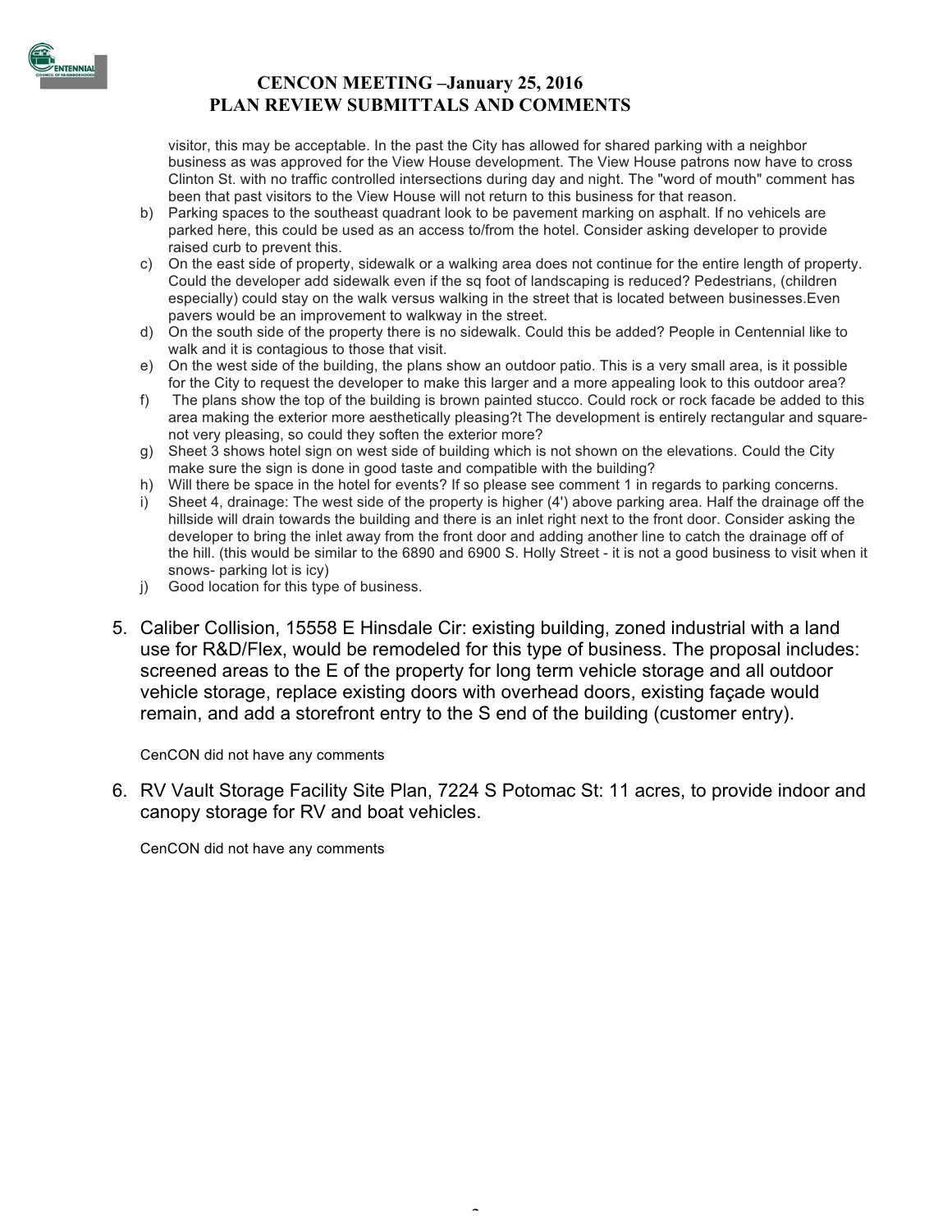visitor, this may be acceptable. In the past the City has allowed for shared parking with a neighbor business as was approved for the View House development. The View House patrons now have to cross Clinton St. with no traffic controlled intersections during day and night. The "word of mouth" comment has been that past visitors to the View House will not return to this business for that reason.

b) Parking spaces to the southeast quadrant look to be pavement marking on asphalt. If no vehicels are parked here, this could be used as an access to/from the hotel. Consider asking developer to provide raised curb to prevent this.

c) On the east side of property, sidewalk or a walking area does not continue for the entire length of property. Could the developer add sidewalk even if the sq foot of landscaping is reduced? Pedestrians, (children especially) could stay on the walk versus walking in the street that is located between businesses.Even pavers would be an improvement to walkway in the street.

d) On the south side of the property there is no sidewalk. Could this be added? People in Centennial like to walk and it is contagious to those that visit.

e) On the west side of the building, the plans show an outdoor patio. This is a very small area, is it possible for the City to request the developer to make this larger and a more appealing look to this outdoor area?

f) The plans show the top of the building is brown painted stucco. Could rock or rock facade be added to this area making the exterior more aesthetically pleasing?t The development is entirely rectangular and square-not very pleasing, so could they soften the exterior more?

g) Sheet 3 shows hotel sign on west side of building which is not shown on the elevations. Could the City make sure the sign is done in good taste and compatible with the building?

h) Will there be space in the hotel for events? If so please see comment 1 in regards to parking concerns.

i) Sheet 4, drainage: The west side of the property is higher (4') above parking area. Half the drainage off the hillside will drain towards the building and there is an inlet right next to the front door. Consider asking the developer to bring the inlet away from the front door and adding another line to catch the drainage off of the hill. (this would be similar to the 6890 and 6900 S. Holly Street - it is not a good business to visit when it snows- parking lot is icy)

j) Good location for this type of business.

5. Caliber Collision, 15558 E Hinsdale Cir: existing building, zoned industrial with a land use for R&D/Flex, would be remodeled for this type of business. The proposal includes: screened areas to the E of the property for long term vehicle storage and all outdoor vehicle storage, replace existing doors with overhead doors, existing façade would remain, and add a storefront entry to the S end of the building (customer entry).

   CenCON did not have any comments

6. RV Vault Storage Facility Site Plan, 7224 S Potomac St: 11 acres, to provide indoor and canopy storage for RV and boat vehicles.

   CenCON did not have any comments